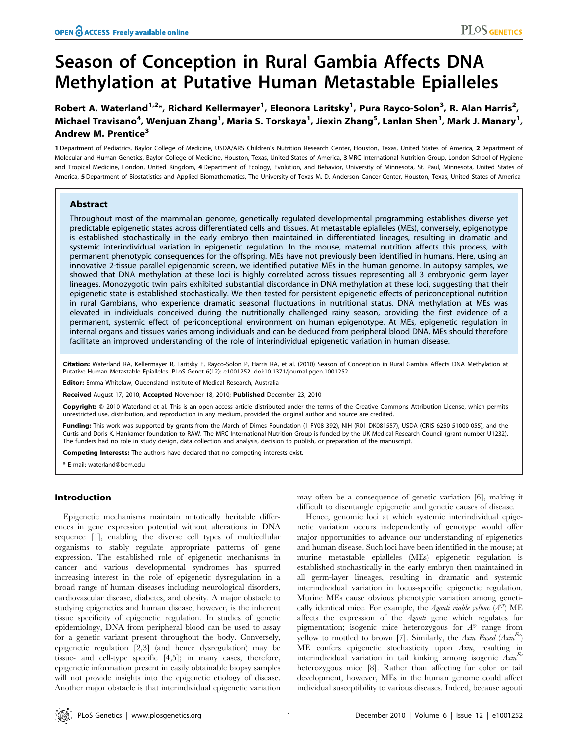# Season of Conception in Rural Gambia Affects DNA Methylation at Putative Human Metastable Epialleles

Robert A. Waterland[1,2]*, Richard Kellermayer[1], Eleonora Laritsky[1], Pura Rayco-Solon[3], R. Alan Harris[2], Michael Travisano[4], Wenjuan Zhang[1], Maria S. Torskaya[1], Jiexin Zhang[5], Lanlan Shen[1], Mark J. Manary[1], Andrew M. Prentice[3]

1 Department of Pediatrics, Baylor College of Medicine, USDA/ARS Children's Nutrition Research Center, Houston, Texas, United States of America, 2 Department of Molecular and Human Genetics, Baylor College of Medicine, Houston, Texas, United States of America, 3 MRC International Nutrition Group, London School of Hygiene and Tropical Medicine, London, United Kingdom, 4 Department of Ecology, Evolution, and Behavior, University of Minnesota, St. Paul, Minnesota, United States of America, 5 Department of Biostatistics and Applied Biomathematics, The University of Texas M. D. Anderson Cancer Center, Houston, Texas, United States of America

## Abstract

Throughout most of the mammalian genome, genetically regulated developmental programming establishes diverse yet predictable epigenetic states across differentiated cells and tissues. At metastable epialleles (MEs), conversely, epigenotype is established stochastically in the early embryo then maintained in differentiated lineages, resulting in dramatic and systemic interindividual variation in epigenetic regulation. In the mouse, maternal nutrition affects this process, with permanent phenotypic consequences for the offspring. MEs have not previously been identified in humans. Here, using an innovative 2-tissue parallel epigenomic screen, we identified putative MEs in the human genome. In autopsy samples, we showed that DNA methylation at these loci is highly correlated across tissues representing all 3 embryonic germ layer lineages. Monozygotic twin pairs exhibited substantial discordance in DNA methylation at these loci, suggesting that their epigenetic state is established stochastically. We then tested for persistent epigenetic effects of periconceptional nutrition in rural Gambians, who experience dramatic seasonal fluctuations in nutritional status. DNA methylation at MEs was elevated in individuals conceived during the nutritionally challenged rainy season, providing the first evidence of a permanent, systemic effect of periconceptional environment on human epigenotype. At MEs, epigenetic regulation in internal organs and tissues varies among individuals and can be deduced from peripheral blood DNA. MEs should therefore facilitate an improved understanding of the role of interindividual epigenetic variation in human disease.

**Citation:** Waterland RA, Kellermayer R, Laritsky E, Rayco-Solon P, Harris RA, et al. (2010) Season of Conception in Rural Gambia Affects DNA Methylation at Putative Human Metastable Epialleles. PLoS Genet 6(12): e1001252. doi:10.1371/journal.pgen.1001252

**Editor:** Emma Whitelaw, Queensland Institute of Medical Research, Australia

**Received** August 17, 2010; **Accepted** November 18, 2010; **Published** December 23, 2010

**Copyright:** © 2010 Waterland et al. This is an open-access article distributed under the terms of the Creative Commons Attribution License, which permits unrestricted use, distribution, and reproduction in any medium, provided the original author and source are credited.

**Funding:** This work was supported by grants from the March of Dimes Foundation (1-FY08-392), NIH (R01-DK081557), USDA (CRIS 6250-51000-055), and the Curtis and Doris K. Hankamer foundation to RAW. The MRC International Nutrition Group is funded by the UK Medical Research Council (grant number U1232). The funders had no role in study design, data collection and analysis, decision to publish, or preparation of the manuscript.

**Competing Interests:** The authors have declared that no competing interests exist.

* E-mail: waterland@bcm.edu

## Introduction

Epigenetic mechanisms maintain mitotically heritable differences in gene expression potential without alterations in DNA sequence [1], enabling the diverse cell types of multicellular organisms to stably regulate appropriate patterns of gene expression. The established role of epigenetic mechanisms in cancer and various developmental syndromes has spurred increasing interest in the role of epigenetic dysregulation in a broad range of human diseases including neurological disorders, cardiovascular disease, diabetes, and obesity. A major obstacle to studying epigenetics and human disease, however, is the inherent tissue specificity of epigenetic regulation. In studies of genetic epidemiology, DNA from peripheral blood can be used to assay for a genetic variant present throughout the body. Conversely, epigenetic regulation [2,3] (and hence dysregulation) may be tissue- and cell-type specific [4,5]; in many cases, therefore, epigenetic information present in easily obtainable biopsy samples will not provide insights into the epigenetic etiology of disease. Another major obstacle is that interindividual epigenetic variation may often be a consequence of genetic variation [6], making it difficult to disentangle epigenetic and genetic causes of disease.

Hence, genomic loci at which systemic interindividual epigenetic variation occurs independently of genotype would offer major opportunities to advance our understanding of epigenetics and human disease. Such loci have been identified in the mouse; at murine metastable epialleles (MEs) epigenetic regulation is established stochastically in the early embryo then maintained in all germ-layer lineages, resulting in dramatic and systemic interindividual variation in locus-specific epigenetic regulation. Murine MEs cause obvious phenotypic variation among genetically identical mice. For example, the *Agouti viable yellow* ($A^{vy}$) ME affects the expression of the *Agouti* gene which regulates fur pigmentation; isogenic mice heterozygous for $A^{vy}$ range from yellow to mottled to brown [7]. Similarly, the *Axin Fused* ($Axin^{Fu}$) ME confers epigenetic stochasticity upon *Axin*, resulting in interindividual variation in tail kinking among isogenic $Axin^{Fu}$ heterozygous mice [8]. Rather than affecting fur color or tail development, however, MEs in the human genome could affect individual susceptibility to various diseases. Indeed, because agouti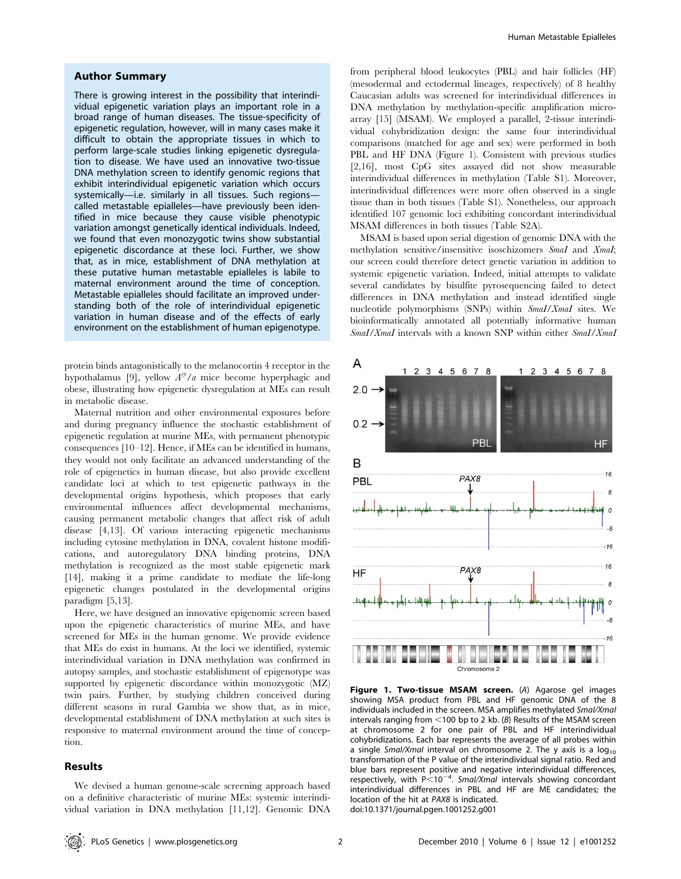## Author Summary

There is growing interest in the possibility that interindividual epigenetic variation plays an important role in a broad range of human diseases. The tissue-specificity of epigenetic regulation, however, will in many cases make it difficult to obtain the appropriate tissues in which to perform large-scale studies linking epigenetic dysregulation to disease. We have used an innovative two-tissue DNA methylation screen to identify genomic regions that exhibit interindividual epigenetic variation which occurs systemically—i.e. similarly in all tissues. Such regions—called metastable epialleles—have previously been identified in mice because they cause visible phenotypic variation amongst genetically identical individuals. Indeed, we found that even monozygotic twins show substantial epigenetic discordance at these loci. Further, we show that, as in mice, establishment of DNA methylation at these putative human metastable epialleles is labile to maternal environment around the time of conception. Metastable epialleles should facilitate an improved understanding both of the role of interindividual epigenetic variation in human disease and of the effects of early environment on the establishment of human epigenotype.

protein binds antagonistically to the melanocortin 4 receptor in the hypothalamus [9], yellow $A^{vy}/a$ mice become hyperphagic and obese, illustrating how epigenetic dysregulation at MEs can result in metabolic disease.

Maternal nutrition and other environmental exposures before and during pregnancy influence the stochastic establishment of epigenetic regulation at murine MEs, with permanent phenotypic consequences [10–12]. Hence, if MEs can be identified in humans, they would not only facilitate an advanced understanding of the role of epigenetics in human disease, but also provide excellent candidate loci at which to test epigenetic pathways in the developmental origins hypothesis, which proposes that early environmental influences affect developmental mechanisms, causing permanent metabolic changes that affect risk of adult disease [4,13]. Of various interacting epigenetic mechanisms including cytosine methylation in DNA, covalent histone modifications, and autoregulatory DNA binding proteins, DNA methylation is recognized as the most stable epigenetic mark [14], making it a prime candidate to mediate the life-long epigenetic changes postulated in the developmental origins paradigm [5,13].

Here, we have designed an innovative epigenomic screen based upon the epigenetic characteristics of murine MEs, and have screened for MEs in the human genome. We provide evidence that MEs do exist in humans. At the loci we identified, systemic interindividual variation in DNA methylation was confirmed in autopsy samples, and stochastic establishment of epigenotype was supported by epigenetic discordance within monozygotic (MZ) twin pairs. Further, by studying children conceived during different seasons in rural Gambia we show that, as in mice, developmental establishment of DNA methylation at such sites is responsive to maternal environment around the time of conception.

## Results

We devised a human genome-scale screening approach based on a definitive characteristic of murine MEs: systemic interindividual variation in DNA methylation [11,12]. Genomic DNA from peripheral blood leukocytes (PBL) and hair follicles (HF) (mesodermal and ectodermal lineages, respectively) of 8 healthy Caucasian adults was screened for interindividual differences in DNA methylation by methylation-specific amplification microarray [15] (MSAM). We employed a parallel, 2-tissue interindividual cohybridization design: the same four interindividual comparisons (matched for age and sex) were performed in both PBL and HF DNA (Figure 1). Consistent with previous studies [2,16], most CpG sites assayed did not show measurable interindividual differences in methylation (Table S1). Moreover, interindividual differences were more often observed in a single tissue than in both tissues (Table S1). Nonetheless, our approach identified 107 genomic loci exhibiting concordant interindividual MSAM differences in both tissues (Table S2A).

MSAM is based upon serial digestion of genomic DNA with the methylation sensitive/insensitive isoschizomers *SmaI* and *XmaI*; our screen could therefore detect genetic variation in addition to systemic epigenetic variation. Indeed, initial attempts to validate several candidates by bisulfite pyrosequencing failed to detect differences in DNA methylation and instead identified single nucleotide polymorphisms (SNPs) within *SmaI/XmaI* sites. We bioinformatically annotated all potentially informative human *SmaI/XmaI* intervals with a known SNP within either *SmaI/XmaI*

**Figure 1. Two-tissue MSAM screen.** (*A*) Agarose gel images showing MSA product from PBL and HF genomic DNA of the 8 individuals included in the screen. MSA amplifies methylated *SmaI/XmaI* intervals ranging from <100 bp to 2 kb. (*B*) Results of the MSAM screen at chromosome 2 for one pair of PBL and HF interindividual cohybridizations. Each bar represents the average of all probes within a single *SmaI/XmaI* interval on chromosome 2. The y axis is a $\log_{10}$ transformation of the P value of the interindividual signal ratio. Red and blue bars represent positive and negative interindividual differences, respectively, with $P<10^{-4}$. *SmaI/XmaI* intervals showing concordant interindividual differences in PBL and HF are ME candidates; the location of the hit at *PAX8* is indicated.
doi:10.1371/journal.pgen.1001252.g001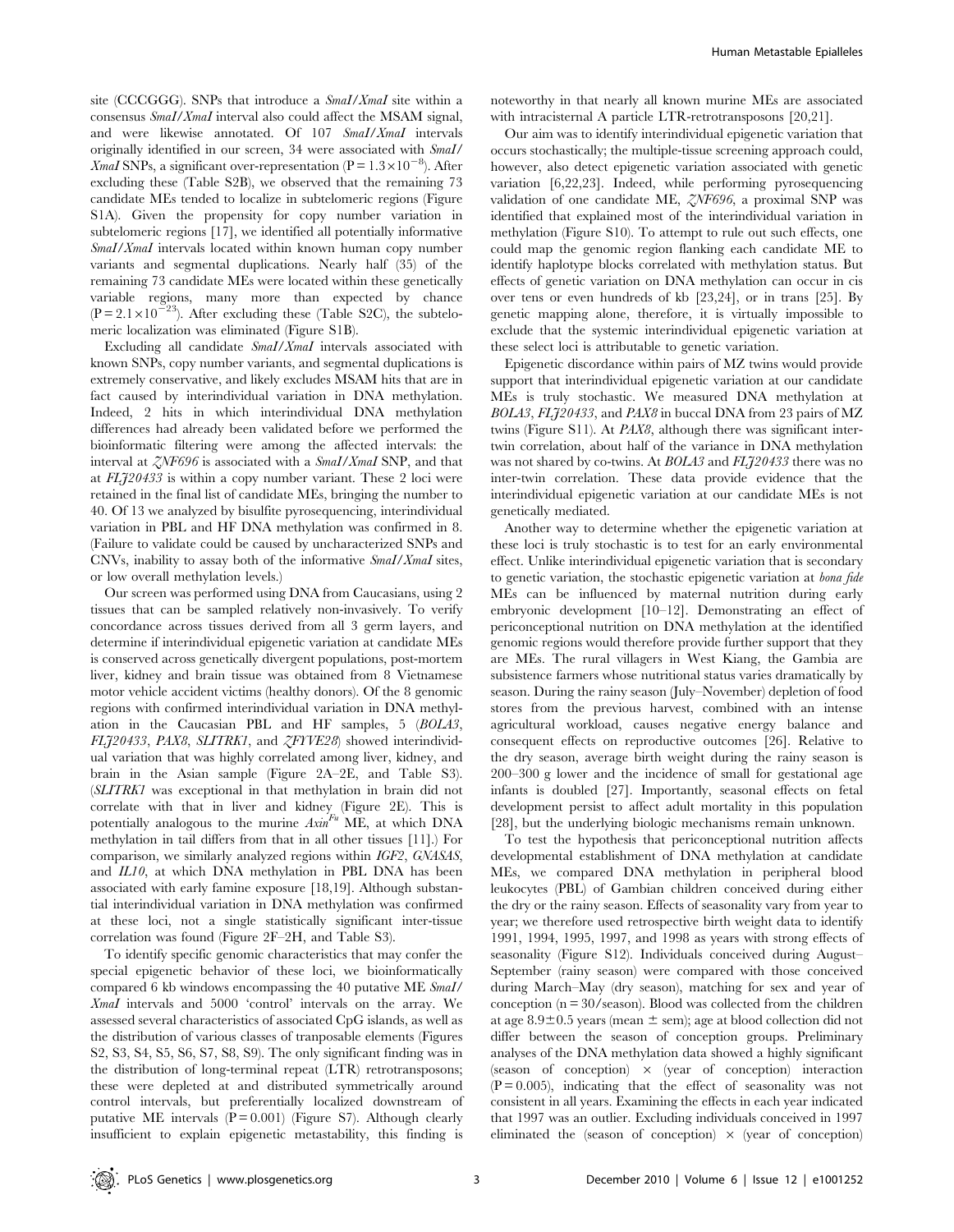site (CCCGGG). SNPs that introduce a *SmaI/XmaI* site within a consensus *SmaI/XmaI* interval also could affect the MSAM signal, and were likewise annotated. Of 107 *SmaI/XmaI* intervals originally identified in our screen, 34 were associated with *SmaI/XmaI* SNPs, a significant over-representation ($P = 1.3 \times 10^{-8}$). After excluding these (Table S2B), we observed that the remaining 73 candidate MEs tended to localize in subtelomeric regions (Figure S1A). Given the propensity for copy number variation in subtelomeric regions [17], we identified all potentially informative *SmaI/XmaI* intervals located within known human copy number variants and segmental duplications. Nearly half (35) of the remaining 73 candidate MEs were located within these genetically variable regions, many more than expected by chance ($P = 2.1 \times 10^{-23}$). After excluding these (Table S2C), the subtelomeric localization was eliminated (Figure S1B).

Excluding all candidate *SmaI/XmaI* intervals associated with known SNPs, copy number variants, and segmental duplications is extremely conservative, and likely excludes MSAM hits that are in fact caused by interindividual variation in DNA methylation. Indeed, 2 hits in which interindividual DNA methylation differences had already been validated before we performed the bioinformatic filtering were among the affected intervals: the interval at *ZNF696* is associated with a *SmaI/XmaI* SNP, and that at *FLJ20433* is within a copy number variant. These 2 loci were retained in the final list of candidate MEs, bringing the number to 40. Of 13 we analyzed by bisulfite pyrosequencing, interindividual variation in PBL and HF DNA methylation was confirmed in 8. (Failure to validate could be caused by uncharacterized SNPs and CNVs, inability to assay both of the informative *SmaI/XmaI* sites, or low overall methylation levels.)

Our screen was performed using DNA from Caucasians, using 2 tissues that can be sampled relatively non-invasively. To verify concordance across tissues derived from all 3 germ layers, and determine if interindividual epigenetic variation at candidate MEs is conserved across genetically divergent populations, post-mortem liver, kidney and brain tissue was obtained from 8 Vietnamese motor vehicle accident victims (healthy donors). Of the 8 genomic regions with confirmed interindividual variation in DNA methylation in the Caucasian PBL and HF samples, 5 (*BOLA3*, *FLJ20433*, *PAX8*, *SLITRK1*, and *ZFYVE28*) showed interindividual variation that was highly correlated among liver, kidney, and brain in the Asian sample (Figure 2A–2E, and Table S3). (*SLITRK1* was exceptional in that methylation in brain did not correlate with that in liver and kidney (Figure 2E). This is potentially analogous to the murine $Axin^{Fu}$ ME, at which DNA methylation in tail differs from that in all other tissues [11].) For comparison, we similarly analyzed regions within *IGF2*, *GNASAS*, and *IL10*, at which DNA methylation in PBL DNA has been associated with early famine exposure [18,19]. Although substantial interindividual variation in DNA methylation was confirmed at these loci, not a single statistically significant inter-tissue correlation was found (Figure 2F–2H, and Table S3).

To identify specific genomic characteristics that may confer the special epigenetic behavior of these loci, we bioinformatically compared 6 kb windows encompassing the 40 putative ME *SmaI/XmaI* intervals and 5000 'control' intervals on the array. We assessed several characteristics of associated CpG islands, as well as the distribution of various classes of tranposable elements (Figures S2, S3, S4, S5, S6, S7, S8, S9). The only significant finding was in the distribution of long-terminal repeat (LTR) retrotransposons; these were depleted at and distributed symmetrically around control intervals, but preferentially localized downstream of putative ME intervals ($P = 0.001$) (Figure S7). Although clearly insufficient to explain epigenetic metastability, this finding is noteworthy in that nearly all known murine MEs are associated with intracisternal A particle LTR-retrotransposons [20,21].

Our aim was to identify interindividual epigenetic variation that occurs stochastically; the multiple-tissue screening approach could, however, also detect epigenetic variation associated with genetic variation [6,22,23]. Indeed, while performing pyrosequencing validation of one candidate ME, *ZNF696*, a proximal SNP was identified that explained most of the interindividual variation in methylation (Figure S10). To attempt to rule out such effects, one could map the genomic region flanking each candidate ME to identify haplotype blocks correlated with methylation status. But effects of genetic variation on DNA methylation can occur in cis over tens or even hundreds of kb [23,24], or in trans [25]. By genetic mapping alone, therefore, it is virtually impossible to exclude that the systemic interindividual epigenetic variation at these select loci is attributable to genetic variation.

Epigenetic discordance within pairs of MZ twins would provide support that interindividual epigenetic variation at our candidate MEs is truly stochastic. We measured DNA methylation at *BOLA3*, *FLJ20433*, and *PAX8* in buccal DNA from 23 pairs of MZ twins (Figure S11). At *PAX8*, although there was significant inter-twin correlation, about half of the variance in DNA methylation was not shared by co-twins. At *BOLA3* and *FLJ20433* there was no inter-twin correlation. These data provide evidence that the interindividual epigenetic variation at our candidate MEs is not genetically mediated.

Another way to determine whether the epigenetic variation at these loci is truly stochastic is to test for an early environmental effect. Unlike interindividual epigenetic variation that is secondary to genetic variation, the stochastic epigenetic variation at *bona fide* MEs can be influenced by maternal nutrition during early embryonic development [10–12]. Demonstrating an effect of periconceptional nutrition on DNA methylation at the identified genomic regions would therefore provide further support that they are MEs. The rural villagers in West Kiang, the Gambia are subsistence farmers whose nutritional status varies dramatically by season. During the rainy season (July–November) depletion of food stores from the previous harvest, combined with an intense agricultural workload, causes negative energy balance and consequent effects on reproductive outcomes [26]. Relative to the dry season, average birth weight during the rainy season is 200–300 g lower and the incidence of small for gestational age infants is doubled [27]. Importantly, seasonal effects on fetal development persist to affect adult mortality in this population [28], but the underlying biologic mechanisms remain unknown.

To test the hypothesis that periconceptional nutrition affects developmental establishment of DNA methylation at candidate MEs, we compared DNA methylation in peripheral blood leukocytes (PBL) of Gambian children conceived during either the dry or the rainy season. Effects of seasonality vary from year to year; we therefore used retrospective birth weight data to identify 1991, 1994, 1995, 1997, and 1998 as years with strong effects of seasonality (Figure S12). Individuals conceived during August–September (rainy season) were compared with those conceived during March–May (dry season), matching for sex and year of conception (n = 30/season). Blood was collected from the children at age $8.9 \pm 0.5$ years (mean ± sem); age at blood collection did not differ between the season of conception groups. Preliminary analyses of the DNA methylation data showed a highly significant (season of conception) × (year of conception) interaction ($P = 0.005$), indicating that the effect of seasonality was not consistent in all years. Examining the effects in each year indicated that 1997 was an outlier. Excluding individuals conceived in 1997 eliminated the (season of conception) × (year of conception)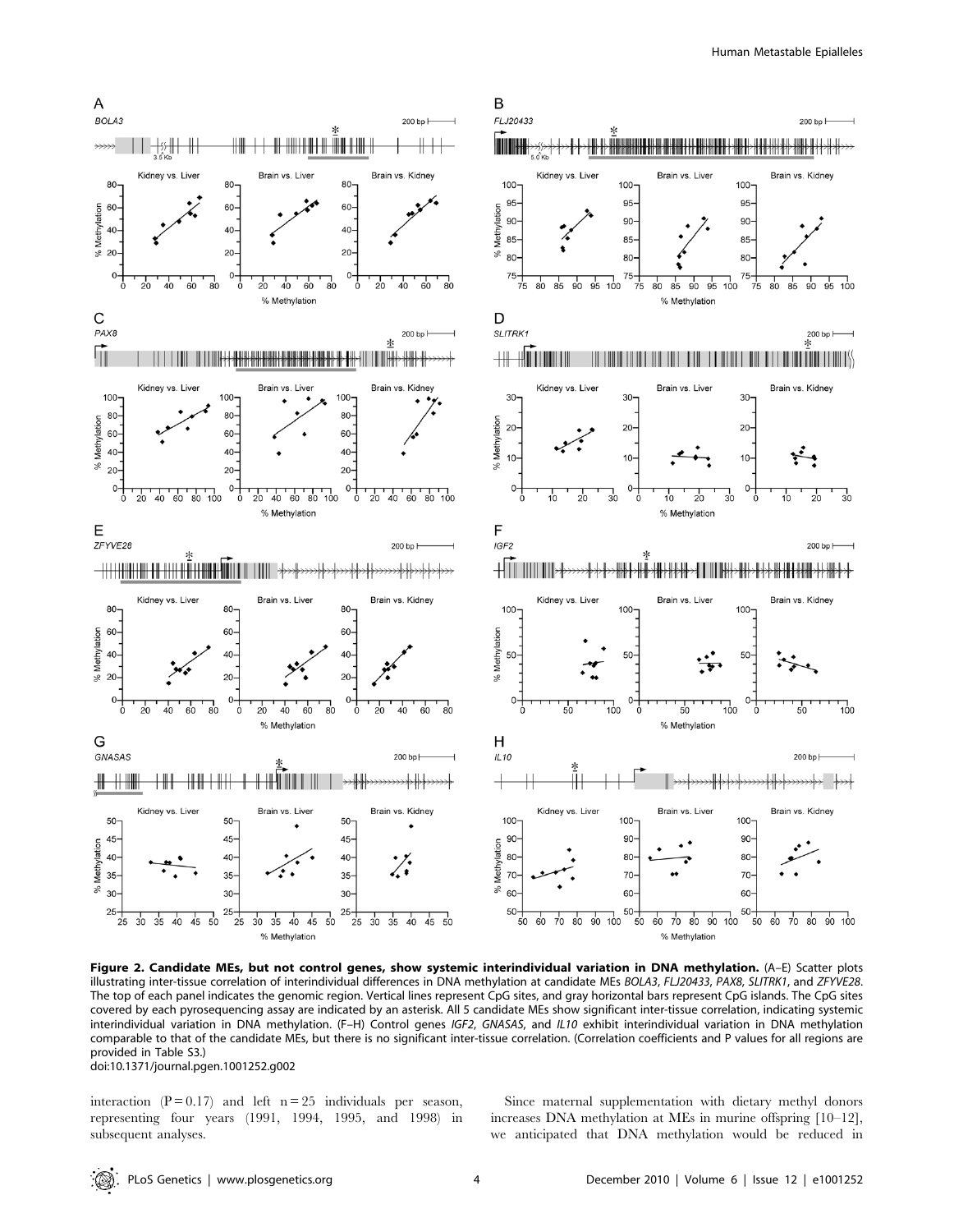**Figure 2. Candidate MEs, but not control genes, show systemic interindividual variation in DNA methylation.** (A–E) Scatter plots illustrating inter-tissue correlation of interindividual differences in DNA methylation at candidate MEs *BOLA3*, *FLJ20433*, *PAX8*, *SLITRK1*, and *ZFYVE28*. The top of each panel indicates the genomic region. Vertical lines represent CpG sites, and gray horizontal bars represent CpG islands. The CpG sites covered by each pyrosequencing assay are indicated by an asterisk. All 5 candidate MEs show significant inter-tissue correlation, indicating systemic interindividual variation in DNA methylation. (F–H) Control genes *IGF2*, *GNASAS*, and *IL10* exhibit interindividual variation in DNA methylation comparable to that of the candidate MEs, but there is no significant inter-tissue correlation. (Correlation coefficients and P values for all regions are provided in Table S3.)
doi:10.1371/journal.pgen.1001252.g002

interaction (P = 0.17) and left n = 25 individuals per season, representing four years (1991, 1994, 1995, and 1998) in subsequent analyses.

Since maternal supplementation with dietary methyl donors increases DNA methylation at MEs in murine offspring [10–12], we anticipated that DNA methylation would be reduced in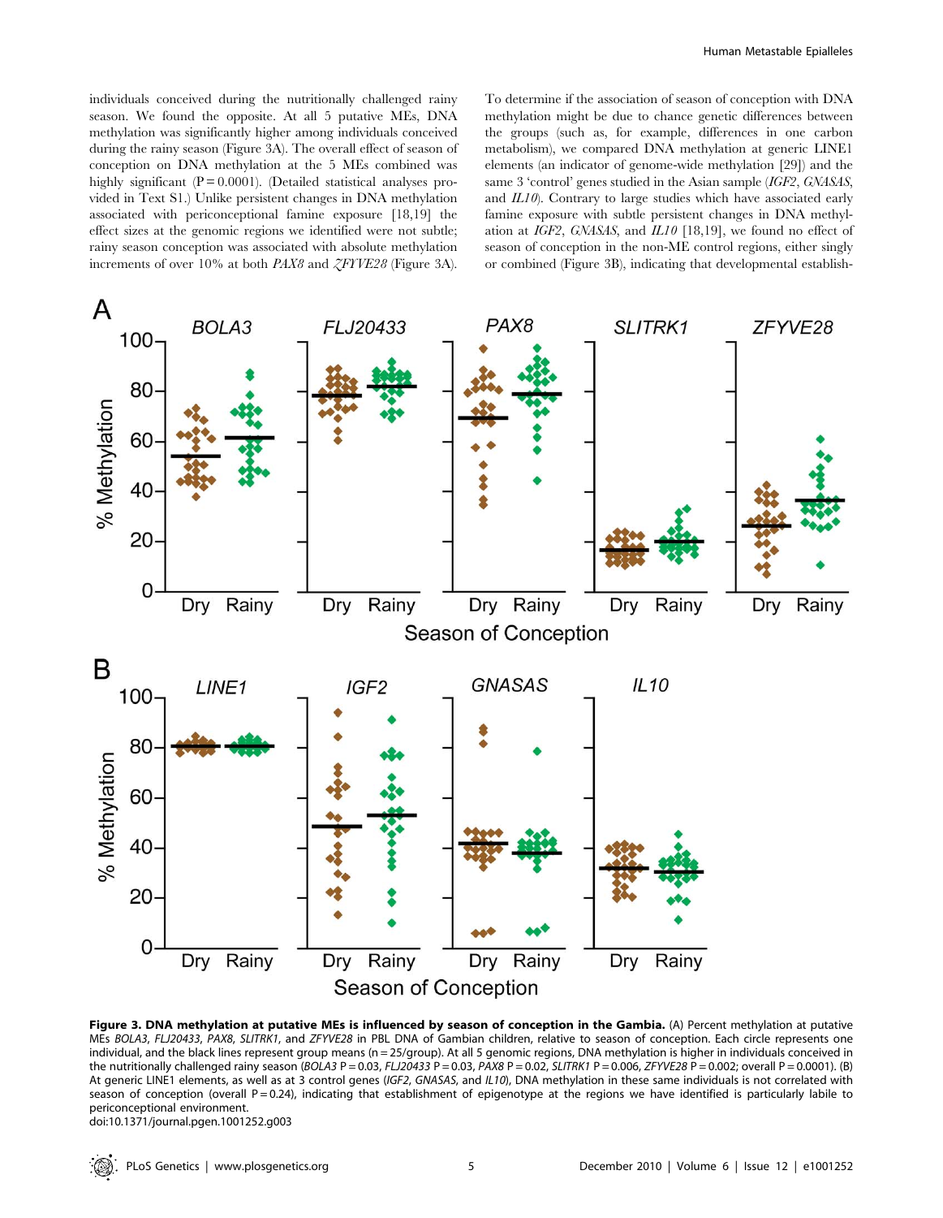individuals conceived during the nutritionally challenged rainy season. We found the opposite. At all 5 putative MEs, DNA methylation was significantly higher among individuals conceived during the rainy season (Figure 3A). The overall effect of season of conception on DNA methylation at the 5 MEs combined was highly significant (P = 0.0001). (Detailed statistical analyses provided in Text S1.) Unlike persistent changes in DNA methylation associated with periconceptional famine exposure [18,19] the effect sizes at the genomic regions we identified were not subtle; rainy season conception was associated with absolute methylation increments of over 10% at both *PAX8* and *ZFYVE28* (Figure 3A).

To determine if the association of season of conception with DNA methylation might be due to chance genetic differences between the groups (such as, for example, differences in one carbon metabolism), we compared DNA methylation at generic LINE1 elements (an indicator of genome-wide methylation [29]) and the same 3 'control' genes studied in the Asian sample (*IGF2*, *GNASAS*, and *IL10*). Contrary to large studies which have associated early famine exposure with subtle persistent changes in DNA methylation at *IGF2*, *GNASAS*, and *IL10* [18,19], we found no effect of season of conception in the non-ME control regions, either singly or combined (Figure 3B), indicating that developmental establish-

**Figure 3. DNA methylation at putative MEs is influenced by season of conception in the Gambia.** (A) Percent methylation at putative MEs *BOLA3*, *FLJ20433*, *PAX8*, *SLITRK1*, and *ZFYVE28* in PBL DNA of Gambian children, relative to season of conception. Each circle represents one individual, and the black lines represent group means (n = 25/group). At all 5 genomic regions, DNA methylation is higher in individuals conceived in the nutritionally challenged rainy season (*BOLA3* P = 0.03, *FLJ20433* P = 0.03, *PAX8* P = 0.02, *SLITRK1* P = 0.006, *ZFYVE28* P = 0.002; overall P = 0.0001). (B) At generic LINE1 elements, as well as at 3 control genes (*IGF2*, *GNASAS*, and *IL10*), DNA methylation in these same individuals is not correlated with season of conception (overall P = 0.24), indicating that establishment of epigenotype at the regions we have identified is particularly labile to periconceptional environment.

doi:10.1371/journal.pgen.1001252.g003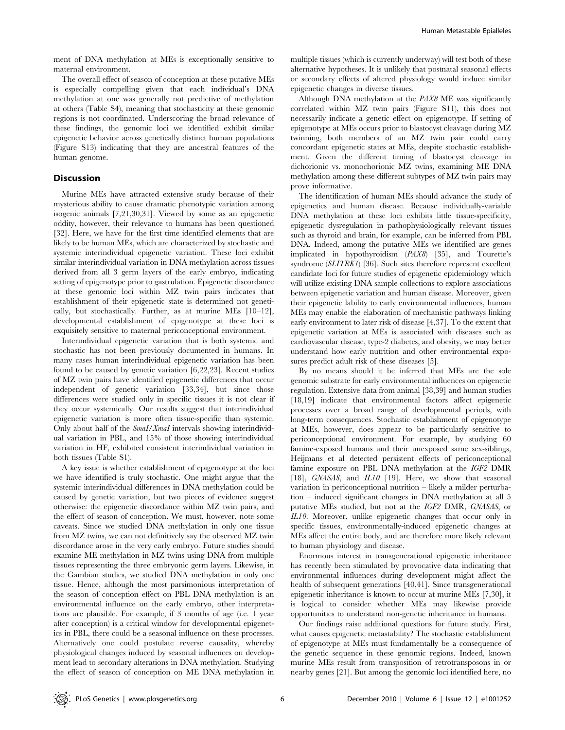ment of DNA methylation at MEs is exceptionally sensitive to maternal environment.

The overall effect of season of conception at these putative MEs is especially compelling given that each individual's DNA methylation at one was generally not predictive of methylation at others (Table S4), meaning that stochasticity at these genomic regions is not coordinated. Underscoring the broad relevance of these findings, the genomic loci we identified exhibit similar epigenetic behavior across genetically distinct human populations (Figure S13) indicating that they are ancestral features of the human genome.

## Discussion

Murine MEs have attracted extensive study because of their mysterious ability to cause dramatic phenotypic variation among isogenic animals [7,21,30,31]. Viewed by some as an epigenetic oddity, however, their relevance to humans has been questioned [32]. Here, we have for the first time identified elements that are likely to be human MEs, which are characterized by stochastic and systemic interindividual epigenetic variation. These loci exhibit similar interindividual variation in DNA methylation across tissues derived from all 3 germ layers of the early embryo, indicating setting of epigenotype prior to gastrulation. Epigenetic discordance at these genomic loci within MZ twin pairs indicates that establishment of their epigenetic state is determined not genetically, but stochastically. Further, as at murine MEs [10–12], developmental establishment of epigenotype at these loci is exquisitely sensitive to maternal periconceptional environment.

Interindividual epigenetic variation that is both systemic and stochastic has not been previously documented in humans. In many cases human interindividual epigenetic variation has been found to be caused by genetic variation [6,22,23]. Recent studies of MZ twin pairs have identified epigenetic differences that occur independent of genetic variation [33,34], but since those differences were studied only in specific tissues it is not clear if they occur systemically. Our results suggest that interindividual epigenetic variation is more often tissue-specific than systemic. Only about half of the *SmaI/XmaI* intervals showing interindividual variation in PBL, and 15% of those showing interindividual variation in HF, exhibited consistent interindividual variation in both tissues (Table S1).

A key issue is whether establishment of epigenotype at the loci we have identified is truly stochastic. One might argue that the systemic interindividual differences in DNA methylation could be caused by genetic variation, but two pieces of evidence suggest otherwise: the epigenetic discordance within MZ twin pairs, and the effect of season of conception. We must, however, note some caveats. Since we studied DNA methylation in only one tissue from MZ twins, we can not definitively say the observed MZ twin discordance arose in the very early embryo. Future studies should examine ME methylation in MZ twins using DNA from multiple tissues representing the three embryonic germ layers. Likewise, in the Gambian studies, we studied DNA methylation in only one tissue. Hence, although the most parsimonious interpretation of the season of conception effect on PBL DNA methylation is an environmental influence on the early embryo, other interpretations are plausible. For example, if 3 months of age (i.e. 1 year after conception) is a critical window for developmental epigenetics in PBL, there could be a seasonal influence on these processes. Alternatively one could postulate reverse causality, whereby physiological changes induced by seasonal influences on development lead to secondary alterations in DNA methylation. Studying the effect of season of conception on ME DNA methylation in multiple tissues (which is currently underway) will test both of these alternative hypotheses. It is unlikely that postnatal seasonal effects or secondary effects of altered physiology would induce similar epigenetic changes in diverse tissues.

Although DNA methylation at the *PAX8* ME was significantly correlated within MZ twin pairs (Figure S11), this does not necessarily indicate a genetic effect on epigenotype. If setting of epigenotype at MEs occurs prior to blastocyst cleavage during MZ twinning, both members of an MZ twin pair could carry concordant epigenetic states at MEs, despite stochastic establishment. Given the different timing of blastocyst cleavage in dichorionic vs. monochorionic MZ twins, examining ME DNA methylation among these different subtypes of MZ twin pairs may prove informative.

The identification of human MEs should advance the study of epigenetics and human disease. Because individually-variable DNA methylation at these loci exhibits little tissue-specificity, epigenetic dysregulation in pathophysiologically relevant tissues such as thyroid and brain, for example, can be inferred from PBL DNA. Indeed, among the putative MEs we identified are genes implicated in hypothyroidism (*PAX8*) [35], and Tourette's syndrome (*SLITRK1*) [36]. Such sites therefore represent excellent candidate loci for future studies of epigenetic epidemiology which will utilize existing DNA sample collections to explore associations between epigenetic variation and human disease. Moreover, given their epigenetic lability to early environmental influences, human MEs may enable the elaboration of mechanistic pathways linking early environment to later risk of disease [4,37]. To the extent that epigenetic variation at MEs is associated with diseases such as cardiovascular disease, type-2 diabetes, and obesity, we may better understand how early nutrition and other environmental exposures predict adult risk of these diseases [5].

By no means should it be inferred that MEs are the sole genomic substrate for early environmental influences on epigenetic regulation. Extensive data from animal [38,39] and human studies [18,19] indicate that environmental factors affect epigenetic processes over a broad range of developmental periods, with long-term consequences. Stochastic establishment of epigenotype at MEs, however, does appear to be particularly sensitive to periconceptional environment. For example, by studying 60 famine-exposed humans and their unexposed same sex-siblings, Heijmans et al detected persistent effects of periconceptional famine exposure on PBL DNA methylation at the *IGF2* DMR [18], *GNASAS*, and *IL10* [19]. Here, we show that seasonal variation in periconceptional nutrition – likely a milder perturbation – induced significant changes in DNA methylation at all 5 putative MEs studied, but not at the *IGF2* DMR, *GNASAS*, or *IL10*. Moreover, unlike epigenetic changes that occur only in specific tissues, environmentally-induced epigenetic changes at MEs affect the entire body, and are therefore more likely relevant to human physiology and disease.

Enormous interest in transgenerational epigenetic inheritance has recently been stimulated by provocative data indicating that environmental influences during development might affect the health of subsequent generations [40,41]. Since transgenerational epigenetic inheritance is known to occur at murine MEs [7,30], it is logical to consider whether MEs may likewise provide opportunities to understand non-genetic inheritance in humans.

Our findings raise additional questions for future study. First, what causes epigenetic metastability? The stochastic establishment of epigenotype at MEs must fundamentally be a consequence of the genetic sequence in these genomic regions. Indeed, known murine MEs result from transposition of retrotransposons in or nearby genes [21]. But among the genomic loci identified here, no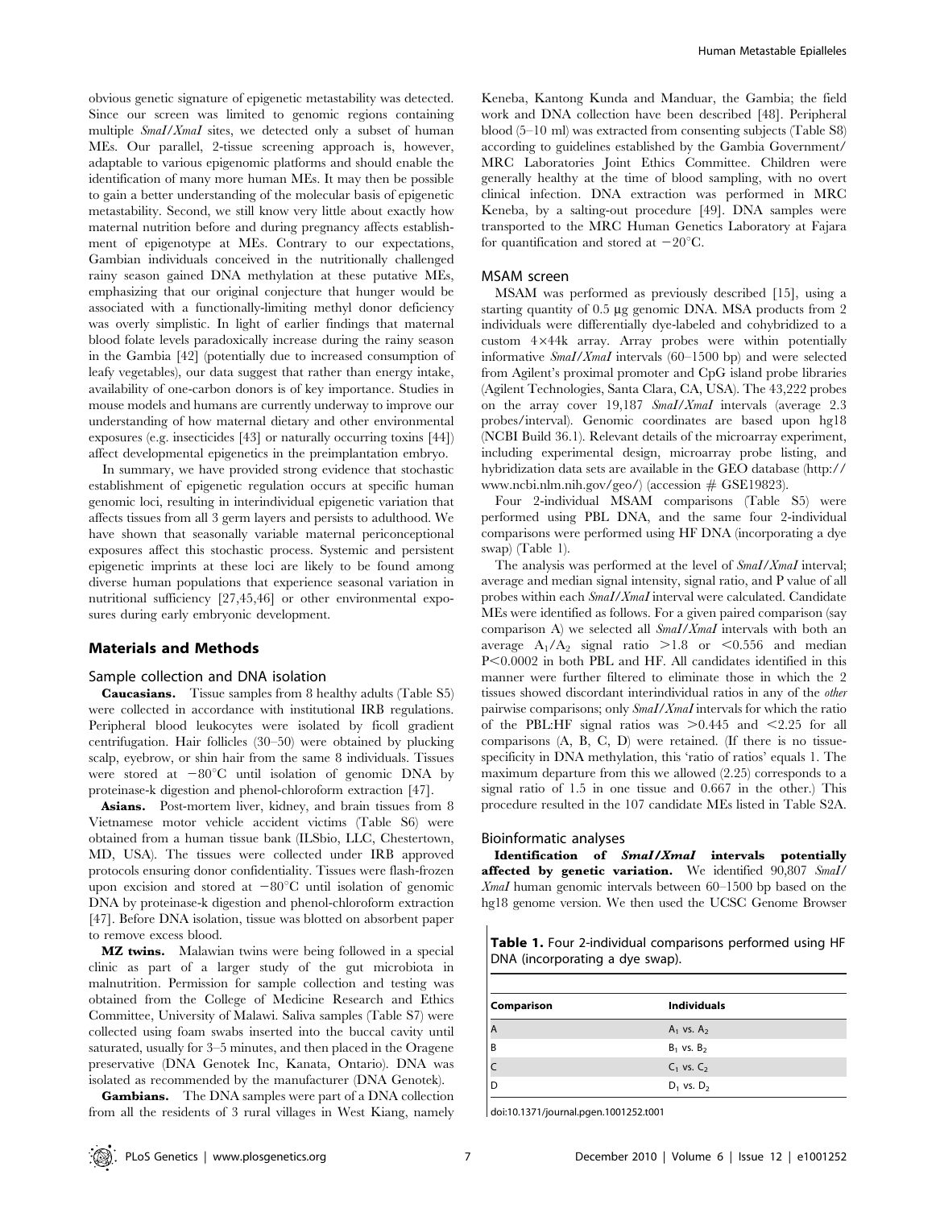obvious genetic signature of epigenetic metastability was detected. Since our screen was limited to genomic regions containing multiple *SmaI/XmaI* sites, we detected only a subset of human MEs. Our parallel, 2-tissue screening approach is, however, adaptable to various epigenomic platforms and should enable the identification of many more human MEs. It may then be possible to gain a better understanding of the molecular basis of epigenetic metastability. Second, we still know very little about exactly how maternal nutrition before and during pregnancy affects establishment of epigenotype at MEs. Contrary to our expectations, Gambian individuals conceived in the nutritionally challenged rainy season gained DNA methylation at these putative MEs, emphasizing that our original conjecture that hunger would be associated with a functionally-limiting methyl donor deficiency was overly simplistic. In light of earlier findings that maternal blood folate levels paradoxically increase during the rainy season in the Gambia [42] (potentially due to increased consumption of leafy vegetables), our data suggest that rather than energy intake, availability of one-carbon donors is of key importance. Studies in mouse models and humans are currently underway to improve our understanding of how maternal dietary and other environmental exposures (e.g. insecticides [43] or naturally occurring toxins [44]) affect developmental epigenetics in the preimplantation embryo.

In summary, we have provided strong evidence that stochastic establishment of epigenetic regulation occurs at specific human genomic loci, resulting in interindividual epigenetic variation that affects tissues from all 3 germ layers and persists to adulthood. We have shown that seasonally variable maternal periconceptional exposures affect this stochastic process. Systemic and persistent epigenetic imprints at these loci are likely to be found among diverse human populations that experience seasonal variation in nutritional sufficiency [27,45,46] or other environmental exposures during early embryonic development.

## Materials and Methods

### Sample collection and DNA isolation

**Caucasians.** Tissue samples from 8 healthy adults (Table S5) were collected in accordance with institutional IRB regulations. Peripheral blood leukocytes were isolated by ficoll gradient centrifugation. Hair follicles (30–50) were obtained by plucking scalp, eyebrow, or shin hair from the same 8 individuals. Tissues were stored at $-80^{\circ}$C until isolation of genomic DNA by proteinase-k digestion and phenol-chloroform extraction [47].

**Asians.** Post-mortem liver, kidney, and brain tissues from 8 Vietnamese motor vehicle accident victims (Table S6) were obtained from a human tissue bank (ILSbio, LLC, Chestertown, MD, USA). The tissues were collected under IRB approved protocols ensuring donor confidentiality. Tissues were flash-frozen upon excision and stored at $-80^{\circ}$C until isolation of genomic DNA by proteinase-k digestion and phenol-chloroform extraction [47]. Before DNA isolation, tissue was blotted on absorbent paper to remove excess blood.

**MZ twins.** Malawian twins were being followed in a special clinic as part of a larger study of the gut microbiota in malnutrition. Permission for sample collection and testing was obtained from the College of Medicine Research and Ethics Committee, University of Malawi. Saliva samples (Table S7) were collected using foam swabs inserted into the buccal cavity until saturated, usually for 3–5 minutes, and then placed in the Oragene preservative (DNA Genotek Inc, Kanata, Ontario). DNA was isolated as recommended by the manufacturer (DNA Genotek).

**Gambians.** The DNA samples were part of a DNA collection from all the residents of 3 rural villages in West Kiang, namely Keneba, Kantong Kunda and Manduar, the Gambia; the field work and DNA collection have been described [48]. Peripheral blood (5–10 ml) was extracted from consenting subjects (Table S8) according to guidelines established by the Gambia Government/MRC Laboratories Joint Ethics Committee. Children were generally healthy at the time of blood sampling, with no overt clinical infection. DNA extraction was performed in MRC Keneba, by a salting-out procedure [49]. DNA samples were transported to the MRC Human Genetics Laboratory at Fajara for quantification and stored at $-20^{\circ}$C.

### MSAM screen

MSAM was performed as previously described [15], using a starting quantity of 0.5 µg genomic DNA. MSA products from 2 individuals were differentially dye-labeled and cohybridized to a custom 4×44k array. Array probes were within potentially informative *SmaI/XmaI* intervals (60–1500 bp) and were selected from Agilent's proximal promoter and CpG island probe libraries (Agilent Technologies, Santa Clara, CA, USA). The 43,222 probes on the array cover 19,187 *SmaI/XmaI* intervals (average 2.3 probes/interval). Genomic coordinates are based upon hg18 (NCBI Build 36.1). Relevant details of the microarray experiment, including experimental design, microarray probe listing, and hybridization data sets are available in the GEO database (http://www.ncbi.nlm.nih.gov/geo/) (accession # GSE19823).

Four 2-individual MSAM comparisons (Table S5) were performed using PBL DNA, and the same four 2-individual comparisons were performed using HF DNA (incorporating a dye swap) (Table 1).

The analysis was performed at the level of *SmaI/XmaI* interval; average and median signal intensity, signal ratio, and P value of all probes within each *SmaI/XmaI* interval were calculated. Candidate MEs were identified as follows. For a given paired comparison (say comparison A) we selected all *SmaI/XmaI* intervals with both an average $A_1/A_2$ signal ratio $>1.8$ or $<0.556$ and median $P<0.0002$ in both PBL and HF. All candidates identified in this manner were further filtered to eliminate those in which the 2 tissues showed discordant interindividual ratios in any of the *other* pairwise comparisons; only *SmaI/XmaI* intervals for which the ratio of the PBL:HF signal ratios was $>0.445$ and $<2.25$ for all comparisons (A, B, C, D) were retained. (If there is no tissue-specificity in DNA methylation, this 'ratio of ratios' equals 1. The maximum departure from this we allowed (2.25) corresponds to a signal ratio of 1.5 in one tissue and 0.667 in the other.) This procedure resulted in the 107 candidate MEs listed in Table S2A.

### Bioinformatic analyses

**Identification of *SmaI/XmaI* intervals potentially affected by genetic variation.** We identified 90,807 *SmaI/XmaI* human genomic intervals between 60–1500 bp based on the hg18 genome version. We then used the UCSC Genome Browser

**Table 1.** Four 2-individual comparisons performed using HF DNA (incorporating a dye swap).

| Comparison | Individuals |
|---|---|
| A | $A_1$ vs. $A_2$ |
| B | $B_1$ vs. $B_2$ |
| C | $C_1$ vs. $C_2$ |
| D | $D_1$ vs. $D_2$ |

doi:10.1371/journal.pgen.1001252.t001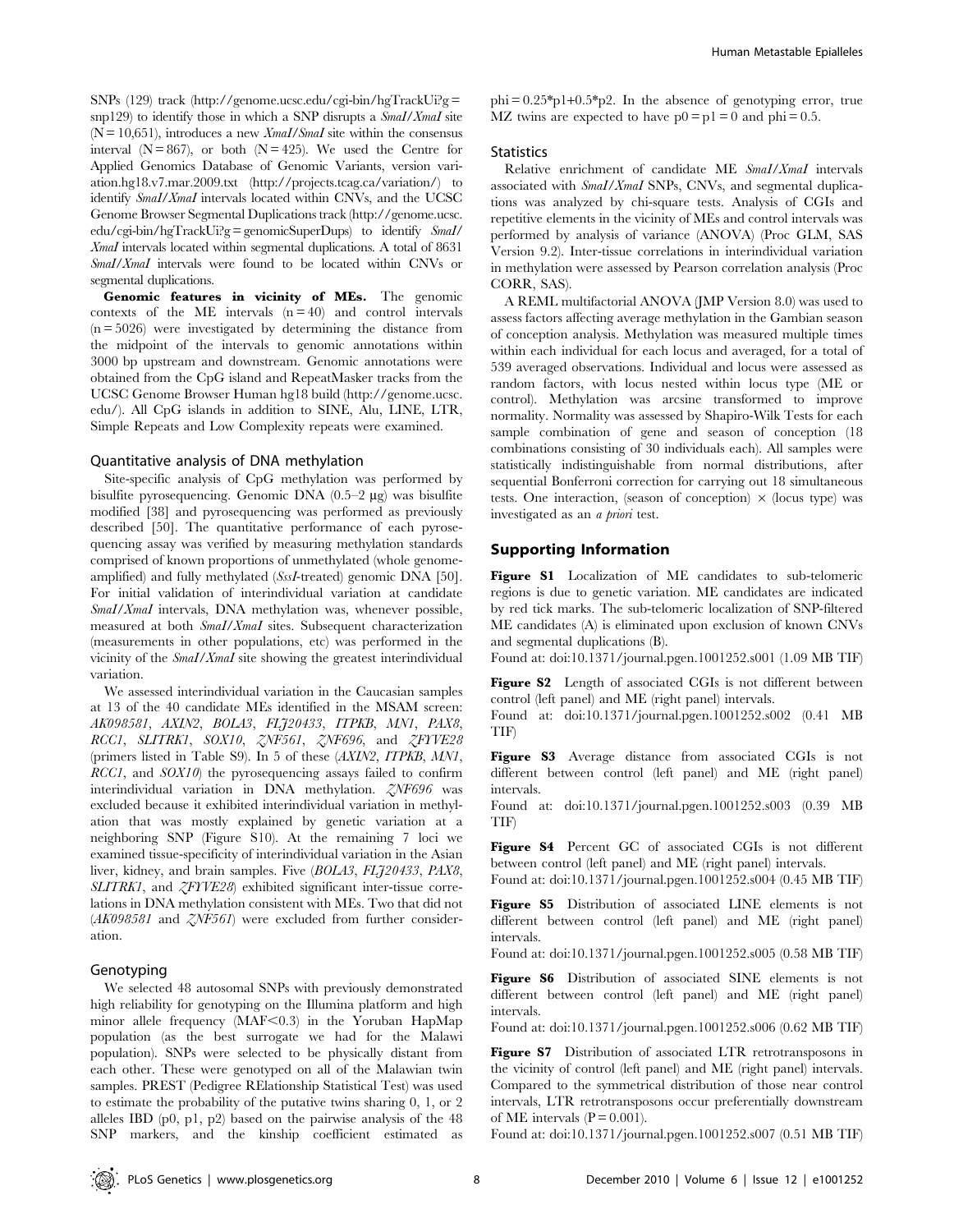SNPs (129) track (http://genome.ucsc.edu/cgi-bin/hgTrackUi?g=snp129) to identify those in which a SNP disrupts a *SmaI/XmaI* site (N = 10,651), introduces a new *XmaI/SmaI* site within the consensus interval (N = 867), or both (N = 425). We used the Centre for Applied Genomics Database of Genomic Variants, version variation.hg18.v7.mar.2009.txt (http://projects.tcag.ca/variation/) to identify *SmaI/XmaI* intervals located within CNVs, and the UCSC Genome Browser Segmental Duplications track (http://genome.ucsc.edu/cgi-bin/hgTrackUi?g=genomicSuperDups) to identify *SmaI/XmaI* intervals located within segmental duplications. A total of 8631 *SmaI/XmaI* intervals were found to be located within CNVs or segmental duplications.

**Genomic features in vicinity of MEs.** The genomic contexts of the ME intervals (n = 40) and control intervals (n = 5026) were investigated by determining the distance from the midpoint of the intervals to genomic annotations within 3000 bp upstream and downstream. Genomic annotations were obtained from the CpG island and RepeatMasker tracks from the UCSC Genome Browser Human hg18 build (http://genome.ucsc.edu/). All CpG islands in addition to SINE, Alu, LINE, LTR, Simple Repeats and Low Complexity repeats were examined.

### Quantitative analysis of DNA methylation

Site-specific analysis of CpG methylation was performed by bisulfite pyrosequencing. Genomic DNA (0.5–2 µg) was bisulfite modified [38] and pyrosequencing was performed as previously described [50]. The quantitative performance of each pyrosequencing assay was verified by measuring methylation standards comprised of known proportions of unmethylated (whole genome-amplified) and fully methylated (*SssI*-treated) genomic DNA [50]. For initial validation of interindividual variation at candidate *SmaI/XmaI* intervals, DNA methylation was, whenever possible, measured at both *SmaI/XmaI* sites. Subsequent characterization (measurements in other populations, etc) was performed in the vicinity of the *SmaI/XmaI* site showing the greatest interindividual variation.

We assessed interindividual variation in the Caucasian samples at 13 of the 40 candidate MEs identified in the MSAM screen: *AK098581*, *AXIN2*, *BOLA3*, *FLJ20433*, *ITPKB*, *MN1*, *PAX8*, *RCC1*, *SLITRK1*, *SOX10*, *ZNF561*, *ZNF696*, and *ZFYVE28* (primers listed in Table S9). In 5 of these (*AXIN2*, *ITPKB*, *MN1*, *RCC1*, and *SOX10*) the pyrosequencing assays failed to confirm interindividual variation in DNA methylation. *ZNF696* was excluded because it exhibited interindividual variation in methylation that was mostly explained by genetic variation at a neighboring SNP (Figure S10). At the remaining 7 loci we examined tissue-specificity of interindividual variation in the Asian liver, kidney, and brain samples. Five (*BOLA3*, *FLJ20433*, *PAX8*, *SLITRK1*, and *ZFYVE28*) exhibited significant inter-tissue correlations in DNA methylation consistent with MEs. Two that did not (*AK098581* and *ZNF561*) were excluded from further consideration.

### Genotyping

We selected 48 autosomal SNPs with previously demonstrated high reliability for genotyping on the Illumina platform and high minor allele frequency (MAF<0.3) in the Yoruban HapMap population (as the best surrogate we had for the Malawi population). SNPs were selected to be physically distant from each other. These were genotyped on all of the Malawian twin samples. PREST (Pedigree RElationship Statistical Test) was used to estimate the probability of the putative twins sharing 0, 1, or 2 alleles IBD ($p0$, $p1$, $p2$) based on the pairwise analysis of the 48 SNP markers, and the kinship coefficient estimated as $phi = 0.25*p1+0.5*p2$. In the absence of genotyping error, true MZ twins are expected to have $p0 = p1 = 0$ and $phi = 0.5$.

### Statistics

Relative enrichment of candidate ME *SmaI/XmaI* intervals associated with *SmaI/XmaI* SNPs, CNVs, and segmental duplications was analyzed by chi-square tests. Analysis of CGIs and repetitive elements in the vicinity of MEs and control intervals was performed by analysis of variance (ANOVA) (Proc GLM, SAS Version 9.2). Inter-tissue correlations in interindividual variation in methylation were assessed by Pearson correlation analysis (Proc CORR, SAS).

A REML multifactorial ANOVA (JMP Version 8.0) was used to assess factors affecting average methylation in the Gambian season of conception analysis. Methylation was measured multiple times within each individual for each locus and averaged, for a total of 539 averaged observations. Individual and locus were assessed as random factors, with locus nested within locus type (ME or control). Methylation was arcsine transformed to improve normality. Normality was assessed by Shapiro-Wilk Tests for each sample combination of gene and season of conception (18 combinations consisting of 30 individuals each). All samples were statistically indistinguishable from normal distributions, after sequential Bonferroni correction for carrying out 18 simultaneous tests. One interaction, (season of conception) × (locus type) was investigated as an *a priori* test.

## Supporting Information

**Figure S1** Localization of ME candidates to sub-telomeric regions is due to genetic variation. ME candidates are indicated by red tick marks. The sub-telomeric localization of SNP-filtered ME candidates (A) is eliminated upon exclusion of known CNVs and segmental duplications (B).
Found at: doi:10.1371/journal.pgen.1001252.s001 (1.09 MB TIF)

**Figure S2** Length of associated CGIs is not different between control (left panel) and ME (right panel) intervals.
Found at: doi:10.1371/journal.pgen.1001252.s002 (0.41 MB TIF)

**Figure S3** Average distance from associated CGIs is not different between control (left panel) and ME (right panel) intervals.
Found at: doi:10.1371/journal.pgen.1001252.s003 (0.39 MB TIF)

**Figure S4** Percent GC of associated CGIs is not different between control (left panel) and ME (right panel) intervals.
Found at: doi:10.1371/journal.pgen.1001252.s004 (0.45 MB TIF)

**Figure S5** Distribution of associated LINE elements is not different between control (left panel) and ME (right panel) intervals.
Found at: doi:10.1371/journal.pgen.1001252.s005 (0.58 MB TIF)

**Figure S6** Distribution of associated SINE elements is not different between control (left panel) and ME (right panel) intervals.
Found at: doi:10.1371/journal.pgen.1001252.s006 (0.62 MB TIF)

**Figure S7** Distribution of associated LTR retrotransposons in the vicinity of control (left panel) and ME (right panel) intervals. Compared to the symmetrical distribution of those near control intervals, LTR retrotransposons occur preferentially downstream of ME intervals ($P = 0.001$).
Found at: doi:10.1371/journal.pgen.1001252.s007 (0.51 MB TIF)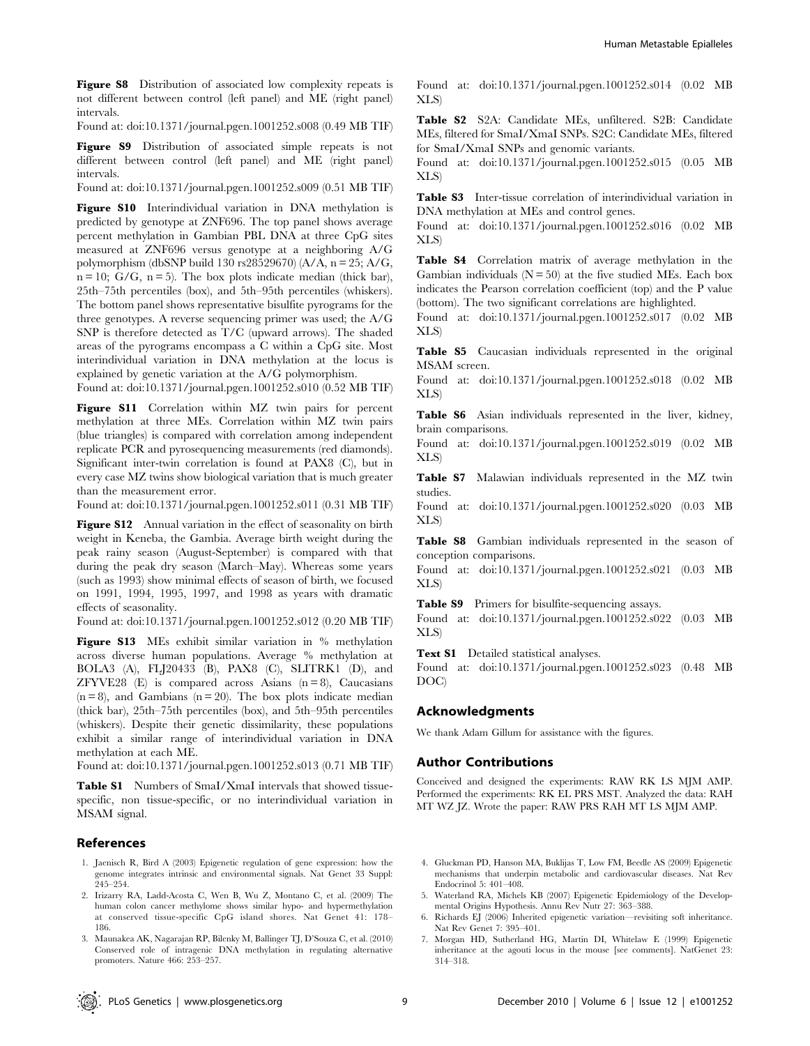**Figure S8** Distribution of associated low complexity repeats is not different between control (left panel) and ME (right panel) intervals.

Found at: doi:10.1371/journal.pgen.1001252.s008 (0.49 MB TIF)

**Figure S9** Distribution of associated simple repeats is not different between control (left panel) and ME (right panel) intervals.

Found at: doi:10.1371/journal.pgen.1001252.s009 (0.51 MB TIF)

**Figure S10** Interindividual variation in DNA methylation is predicted by genotype at ZNF696. The top panel shows average percent methylation in Gambian PBL DNA at three CpG sites measured at ZNF696 versus genotype at a neighboring A/G polymorphism (dbSNP build 130 rs28529670) (A/A, n = 25; A/G, n = 10; G/G, n = 5). The box plots indicate median (thick bar), 25th–75th percentiles (box), and 5th–95th percentiles (whiskers). The bottom panel shows representative bisulfite pyrograms for the three genotypes. A reverse sequencing primer was used; the A/G SNP is therefore detected as T/C (upward arrows). The shaded areas of the pyrograms encompass a C within a CpG site. Most interindividual variation in DNA methylation at the locus is explained by genetic variation at the A/G polymorphism.

Found at: doi:10.1371/journal.pgen.1001252.s010 (0.52 MB TIF)

**Figure S11** Correlation within MZ twin pairs for percent methylation at three MEs. Correlation within MZ twin pairs (blue triangles) is compared with correlation among independent replicate PCR and pyrosequencing measurements (red diamonds). Significant inter-twin correlation is found at PAX8 (C), but in every case MZ twins show biological variation that is much greater than the measurement error.

Found at: doi:10.1371/journal.pgen.1001252.s011 (0.31 MB TIF)

**Figure S12** Annual variation in the effect of seasonality on birth weight in Keneba, the Gambia. Average birth weight during the peak rainy season (August-September) is compared with that during the peak dry season (March–May). Whereas some years (such as 1993) show minimal effects of season of birth, we focused on 1991, 1994, 1995, 1997, and 1998 as years with dramatic effects of seasonality.

Found at: doi:10.1371/journal.pgen.1001252.s012 (0.20 MB TIF)

**Figure S13** MEs exhibit similar variation in % methylation across diverse human populations. Average % methylation at BOLA3 (A), FLJ20433 (B), PAX8 (C), SLITRK1 (D), and ZFYVE28 (E) is compared across Asians (n = 8), Caucasians (n = 8), and Gambians (n = 20). The box plots indicate median (thick bar), 25th–75th percentiles (box), and 5th–95th percentiles (whiskers). Despite their genetic dissimilarity, these populations exhibit a similar range of interindividual variation in DNA methylation at each ME.

Found at: doi:10.1371/journal.pgen.1001252.s013 (0.71 MB TIF)

**Table S1** Numbers of SmaI/XmaI intervals that showed tissue-specific, non tissue-specific, or no interindividual variation in MSAM signal.

Found at: doi:10.1371/journal.pgen.1001252.s014 (0.02 MB XLS)

**Table S2** S2A: Candidate MEs, unfiltered. S2B: Candidate MEs, filtered for SmaI/XmaI SNPs. S2C: Candidate MEs, filtered for SmaI/XmaI SNPs and genomic variants.

Found at: doi:10.1371/journal.pgen.1001252.s015 (0.05 MB XLS)

**Table S3** Inter-tissue correlation of interindividual variation in DNA methylation at MEs and control genes.

Found at: doi:10.1371/journal.pgen.1001252.s016 (0.02 MB XLS)

**Table S4** Correlation matrix of average methylation in the Gambian individuals (N = 50) at the five studied MEs. Each box indicates the Pearson correlation coefficient (top) and the P value (bottom). The two significant correlations are highlighted.

Found at: doi:10.1371/journal.pgen.1001252.s017 (0.02 MB XLS)

**Table S5** Caucasian individuals represented in the original MSAM screen.

Found at: doi:10.1371/journal.pgen.1001252.s018 (0.02 MB XLS)

**Table S6** Asian individuals represented in the liver, kidney, brain comparisons.

Found at: doi:10.1371/journal.pgen.1001252.s019 (0.02 MB XLS)

**Table S7** Malawian individuals represented in the MZ twin studies.

Found at: doi:10.1371/journal.pgen.1001252.s020 (0.03 MB XLS)

**Table S8** Gambian individuals represented in the season of conception comparisons.

Found at: doi:10.1371/journal.pgen.1001252.s021 (0.03 MB XLS)

**Table S9** Primers for bisulfite-sequencing assays.

Found at: doi:10.1371/journal.pgen.1001252.s022 (0.03 MB XLS)

**Text S1** Detailed statistical analyses.

Found at: doi:10.1371/journal.pgen.1001252.s023 (0.48 MB DOC)

## Acknowledgments

We thank Adam Gillum for assistance with the figures.

## Author Contributions

Conceived and designed the experiments: RAW RK LS MJM AMP. Performed the experiments: RK EL PRS MST. Analyzed the data: RAH MT WZ JZ. Wrote the paper: RAW PRS RAH MT LS MJM AMP.

## References

1. Jaenisch R, Bird A (2003) Epigenetic regulation of gene expression: how the genome integrates intrinsic and environmental signals. Nat Genet 33 Suppl: 245–254.
2. Irizarry RA, Ladd-Acosta C, Wen B, Wu Z, Montano C, et al. (2009) The human colon cancer methylome shows similar hypo- and hypermethylation at conserved tissue-specific CpG island shores. Nat Genet 41: 178–186.
3. Maunakea AK, Nagarajan RP, Bilenky M, Ballinger TJ, D'Souza C, et al. (2010) Conserved role of intragenic DNA methylation in regulating alternative promoters. Nature 466: 253–257.
4. Gluckman PD, Hanson MA, Buklijas T, Low FM, Beedle AS (2009) Epigenetic mechanisms that underpin metabolic and cardiovascular diseases. Nat Rev Endocrinol 5: 401–408.
5. Waterland RA, Michels KB (2007) Epigenetic Epidemiology of the Developmental Origins Hypothesis. Annu Rev Nutr 27: 363–388.
6. Richards EJ (2006) Inherited epigenetic variation—revisiting soft inheritance. Nat Rev Genet 7: 395–401.
7. Morgan HD, Sutherland HG, Martin DI, Whitelaw E (1999) Epigenetic inheritance at the agouti locus in the mouse [see comments]. NatGenet 23: 314–318.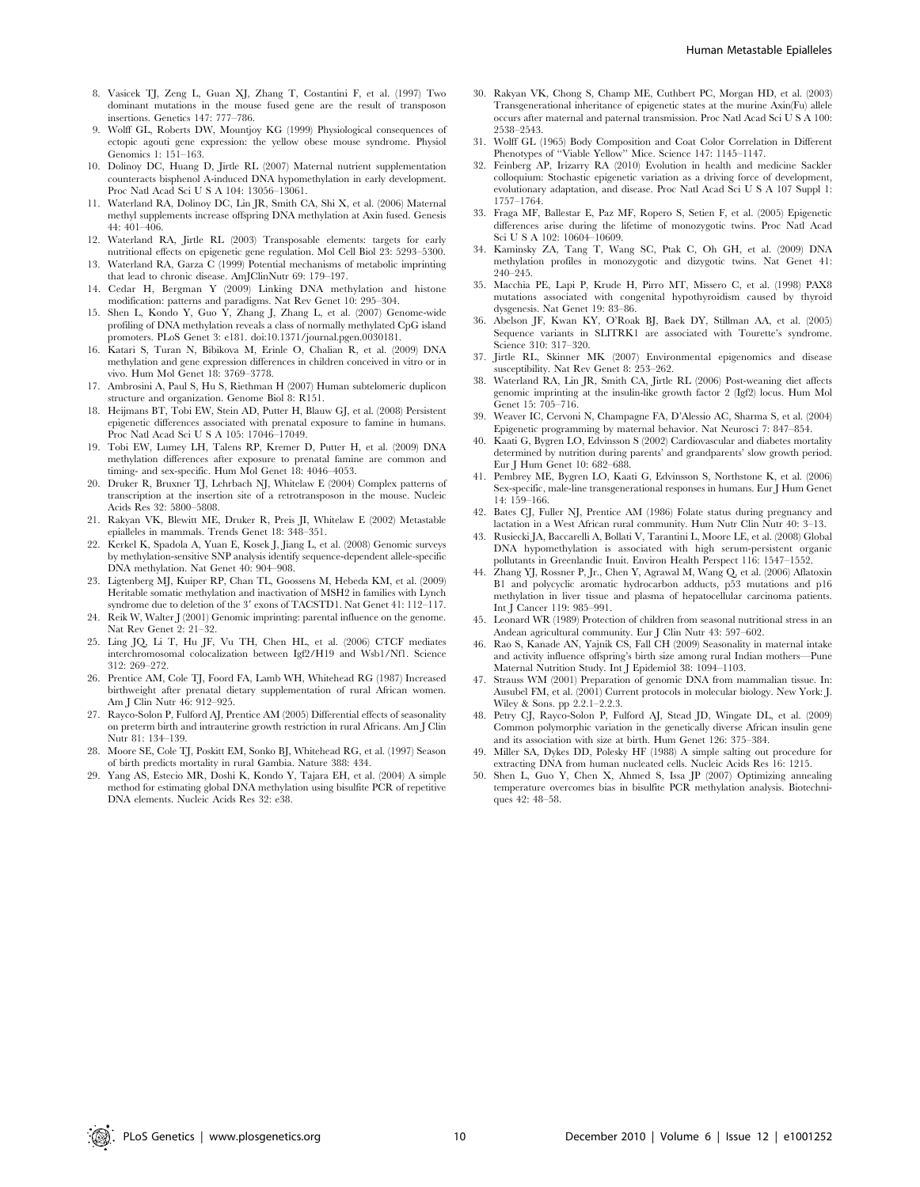8. Vasicek TJ, Zeng L, Guan XJ, Zhang T, Costantini F, et al. (1997) Two dominant mutations in the mouse fused gene are the result of transposon insertions. Genetics 147: 777–786.
9. Wolff GL, Roberts DW, Mountjoy KG (1999) Physiological consequences of ectopic agouti gene expression: the yellow obese mouse syndrome. Physiol Genomics 1: 151–163.
10. Dolinoy DC, Huang D, Jirtle RL (2007) Maternal nutrient supplementation counteracts bisphenol A-induced DNA hypomethylation in early development. Proc Natl Acad Sci U S A 104: 13056–13061.
11. Waterland RA, Dolinoy DC, Lin JR, Smith CA, Shi X, et al. (2006) Maternal methyl supplements increase offspring DNA methylation at Axin fused. Genesis 44: 401–406.
12. Waterland RA, Jirtle RL (2003) Transposable elements: targets for early nutritional effects on epigenetic gene regulation. Mol Cell Biol 23: 5293–5300.
13. Waterland RA, Garza C (1999) Potential mechanisms of metabolic imprinting that lead to chronic disease. AmJClinNutr 69: 179–197.
14. Cedar H, Bergman Y (2009) Linking DNA methylation and histone modification: patterns and paradigms. Nat Rev Genet 10: 295–304.
15. Shen L, Kondo Y, Guo Y, Zhang J, Zhang L, et al. (2007) Genome-wide profiling of DNA methylation reveals a class of normally methylated CpG island promoters. PLoS Genet 3: e181. doi:10.1371/journal.pgen.0030181.
16. Katari S, Turan N, Bibikova M, Erinle O, Chalian R, et al. (2009) DNA methylation and gene expression differences in children conceived in vitro or in vivo. Hum Mol Genet 18: 3769–3778.
17. Ambrosini A, Paul S, Hu S, Riethman H (2007) Human subtelomeric duplicon structure and organization. Genome Biol 8: R151.
18. Heijmans BT, Tobi EW, Stein AD, Putter H, Blauw GJ, et al. (2008) Persistent epigenetic differences associated with prenatal exposure to famine in humans. Proc Natl Acad Sci U S A 105: 17046–17049.
19. Tobi EW, Lumey LH, Talens RP, Kremer D, Putter H, et al. (2009) DNA methylation differences after exposure to prenatal famine are common and timing- and sex-specific. Hum Mol Genet 18: 4046–4053.
20. Druker R, Bruxner TJ, Lehrbach NJ, Whitelaw E (2004) Complex patterns of transcription at the insertion site of a retrotransposon in the mouse. Nucleic Acids Res 32: 5800–5808.
21. Rakyan VK, Blewitt ME, Druker R, Preis JI, Whitelaw E (2002) Metastable epialleles in mammals. Trends Genet 18: 348–351.
22. Kerkel K, Spadola A, Yuan E, Kosek J, Jiang L, et al. (2008) Genomic surveys by methylation-sensitive SNP analysis identify sequence-dependent allele-specific DNA methylation. Nat Genet 40: 904–908.
23. Ligtenberg MJ, Kuiper RP, Chan TL, Goossens M, Hebeda KM, et al. (2009) Heritable somatic methylation and inactivation of MSH2 in families with Lynch syndrome due to deletion of the 3′ exons of TACSTD1. Nat Genet 41: 112–117.
24. Reik W, Walter J (2001) Genomic imprinting: parental influence on the genome. Nat Rev Genet 2: 21–32.
25. Ling JQ, Li T, Hu JF, Vu TH, Chen HL, et al. (2006) CTCF mediates interchromosomal colocalization between Igf2/H19 and Wsb1/Nf1. Science 312: 269–272.
26. Prentice AM, Cole TJ, Foord FA, Lamb WH, Whitehead RG (1987) Increased birthweight after prenatal dietary supplementation of rural African women. Am J Clin Nutr 46: 912–925.
27. Rayco-Solon P, Fulford AJ, Prentice AM (2005) Differential effects of seasonality on preterm birth and intrauterine growth restriction in rural Africans. Am J Clin Nutr 81: 134–139.
28. Moore SE, Cole TJ, Poskitt EM, Sonko BJ, Whitehead RG, et al. (1997) Season of birth predicts mortality in rural Gambia. Nature 388: 434.
29. Yang AS, Estecio MR, Doshi K, Kondo Y, Tajara EH, et al. (2004) A simple method for estimating global DNA methylation using bisulfite PCR of repetitive DNA elements. Nucleic Acids Res 32: e38.
30. Rakyan VK, Chong S, Champ ME, Cuthbert PC, Morgan HD, et al. (2003) Transgenerational inheritance of epigenetic states at the murine Axin(Fu) allele occurs after maternal and paternal transmission. Proc Natl Acad Sci U S A 100: 2538–2543.
31. Wolff GL (1965) Body Composition and Coat Color Correlation in Different Phenotypes of "Viable Yellow" Mice. Science 147: 1145–1147.
32. Feinberg AP, Irizarry RA (2010) Evolution in health and medicine Sackler colloquium: Stochastic epigenetic variation as a driving force of development, evolutionary adaptation, and disease. Proc Natl Acad Sci U S A 107 Suppl 1: 1757–1764.
33. Fraga MF, Ballestar E, Paz MF, Ropero S, Setien F, et al. (2005) Epigenetic differences arise during the lifetime of monozygotic twins. Proc Natl Acad Sci U S A 102: 10604–10609.
34. Kaminsky ZA, Tang T, Wang SC, Ptak C, Oh GH, et al. (2009) DNA methylation profiles in monozygotic and dizygotic twins. Nat Genet 41: 240–245.
35. Macchia PE, Lapi P, Krude H, Pirro MT, Missero C, et al. (1998) PAX8 mutations associated with congenital hypothyroidism caused by thyroid dysgenesis. Nat Genet 19: 83–86.
36. Abelson JF, Kwan KY, O'Roak BJ, Baek DY, Stillman AA, et al. (2005) Sequence variants in SLITRK1 are associated with Tourette's syndrome. Science 310: 317–320.
37. Jirtle RL, Skinner MK (2007) Environmental epigenomics and disease susceptibility. Nat Rev Genet 8: 253–262.
38. Waterland RA, Lin JR, Smith CA, Jirtle RL (2006) Post-weaning diet affects genomic imprinting at the insulin-like growth factor 2 (Igf2) locus. Hum Mol Genet 15: 705–716.
39. Weaver IC, Cervoni N, Champagne FA, D'Alessio AC, Sharma S, et al. (2004) Epigenetic programming by maternal behavior. Nat Neurosci 7: 847–854.
40. Kaati G, Bygren LO, Edvinsson S (2002) Cardiovascular and diabetes mortality determined by nutrition during parents' and grandparents' slow growth period. Eur J Hum Genet 10: 682–688.
41. Pembrey ME, Bygren LO, Kaati G, Edvinsson S, Northstone K, et al. (2006) Sex-specific, male-line transgenerational responses in humans. Eur J Hum Genet 14: 159–166.
42. Bates CJ, Fuller NJ, Prentice AM (1986) Folate status during pregnancy and lactation in a West African rural community. Hum Nutr Clin Nutr 40: 3–13.
43. Rusiecki JA, Baccarelli A, Bollati V, Tarantini L, Moore LE, et al. (2008) Global DNA hypomethylation is associated with high serum-persistent organic pollutants in Greenlandic Inuit. Environ Health Perspect 116: 1547–1552.
44. Zhang YJ, Rossner P, Jr., Chen Y, Agrawal M, Wang Q, et al. (2006) Aflatoxin B1 and polycyclic aromatic hydrocarbon adducts, p53 mutations and p16 methylation in liver tissue and plasma of hepatocellular carcinoma patients. Int J Cancer 119: 985–991.
45. Leonard WR (1989) Protection of children from seasonal nutritional stress in an Andean agricultural community. Eur J Clin Nutr 43: 597–602.
46. Rao S, Kanade AN, Yajnik CS, Fall CH (2009) Seasonality in maternal intake and activity influence offspring's birth size among rural Indian mothers—Pune Maternal Nutrition Study. Int J Epidemiol 38: 1094–1103.
47. Strauss WM (2001) Preparation of genomic DNA from mammalian tissue. In: Ausubel FM, et al. (2001) Current protocols in molecular biology. New York: J. Wiley & Sons. pp 2.2.1–2.2.3.
48. Petry CJ, Rayco-Solon P, Fulford AJ, Stead JD, Wingate DL, et al. (2009) Common polymorphic variation in the genetically diverse African insulin gene and its association with size at birth. Hum Genet 126: 375–384.
49. Miller SA, Dykes DD, Polesky HF (1988) A simple salting out procedure for extracting DNA from human nucleated cells. Nucleic Acids Res 16: 1215.
50. Shen L, Guo Y, Chen X, Ahmed S, Issa JP (2007) Optimizing annealing temperature overcomes bias in bisulfite PCR methylation analysis. Biotechniques 42: 48–58.